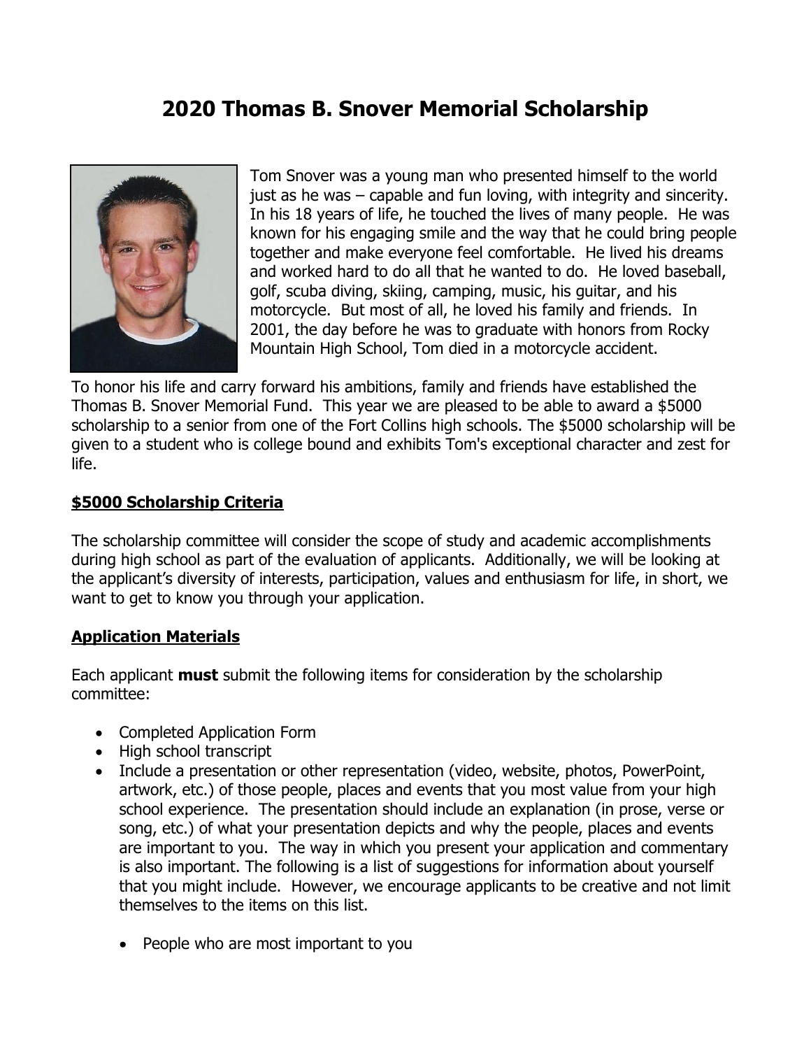# 2020 Thomas B. Snover Memorial Scholarship

Tom Snover was a young man who presented himself to the world just as he was – capable and fun loving, with integrity and sincerity. In his 18 years of life, he touched the lives of many people. He was known for his engaging smile and the way that he could bring people together and make everyone feel comfortable. He lived his dreams and worked hard to do all that he wanted to do. He loved baseball, golf, scuba diving, skiing, camping, music, his guitar, and his motorcycle. But most of all, he loved his family and friends. In 2001, the day before he was to graduate with honors from Rocky Mountain High School, Tom died in a motorcycle accident.

To honor his life and carry forward his ambitions, family and friends have established the Thomas B. Snover Memorial Fund. This year we are pleased to be able to award a $5000 scholarship to a senior from one of the Fort Collins high schools. The $5000 scholarship will be given to a student who is college bound and exhibits Tom's exceptional character and zest for life.

## $5000 Scholarship Criteria

The scholarship committee will consider the scope of study and academic accomplishments during high school as part of the evaluation of applicants. Additionally, we will be looking at the applicant's diversity of interests, participation, values and enthusiasm for life, in short, we want to get to know you through your application.

## Application Materials

Each applicant **must** submit the following items for consideration by the scholarship committee:

- Completed Application Form
- High school transcript
- Include a presentation or other representation (video, website, photos, PowerPoint, artwork, etc.) of those people, places and events that you most value from your high school experience. The presentation should include an explanation (in prose, verse or song, etc.) of what your presentation depicts and why the people, places and events are important to you. The way in which you present your application and commentary is also important. The following is a list of suggestions for information about yourself that you might include. However, we encourage applicants to be creative and not limit themselves to the items on this list.

  - People who are most important to you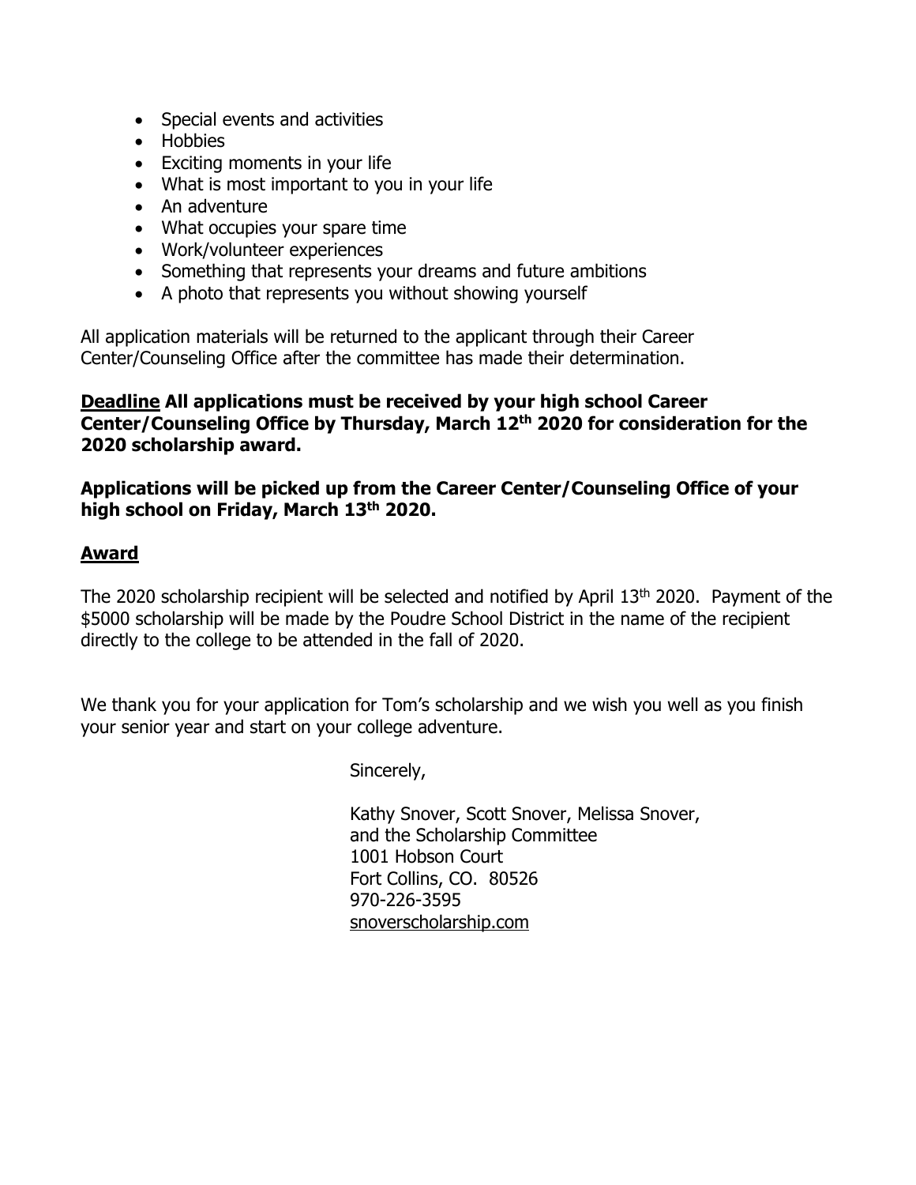- Special events and activities
- Hobbies
- Exciting moments in your life
- What is most important to you in your life
- An adventure
- What occupies your spare time
- Work/volunteer experiences
- Something that represents your dreams and future ambitions
- A photo that represents you without showing yourself

All application materials will be returned to the applicant through their Career Center/Counseling Office after the committee has made their determination.

**<u>Deadline</u> All applications must be received by your high school Career Center/Counseling Office by Thursday, March 12th 2020 for consideration for the 2020 scholarship award.**

**Applications will be picked up from the Career Center/Counseling Office of your high school on Friday, March 13th 2020.**

## <u>Award</u>

The 2020 scholarship recipient will be selected and notified by April 13th 2020. Payment of the $5000 scholarship will be made by the Poudre School District in the name of the recipient directly to the college to be attended in the fall of 2020.

We thank you for your application for Tom's scholarship and we wish you well as you finish your senior year and start on your college adventure.

Sincerely,

Kathy Snover, Scott Snover, Melissa Snover,
and the Scholarship Committee
1001 Hobson Court
Fort Collins, CO. 80526
970-226-3595
snoverscholarship.com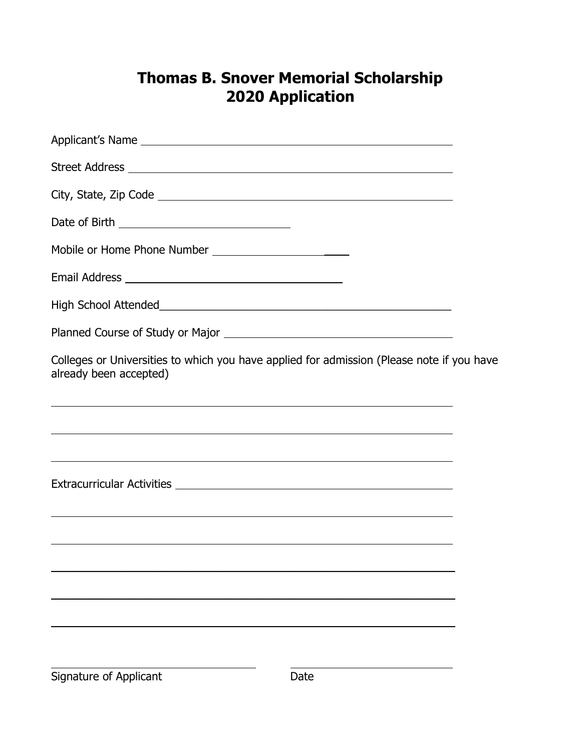# Thomas B. Snover Memorial Scholarship
# 2020 Application

Applicant's Name ____________________________________________

Street Address ____________________________________________

City, State, Zip Code ____________________________________________

Date of Birth ____________________________

Mobile or Home Phone Number ____________________

Email Address ______________________________

High School Attended____________________________________________

Planned Course of Study or Major ____________________________________

Colleges or Universities to which you have applied for admission (Please note if you have already been accepted)

____________________________________________

____________________________________________

____________________________________________

Extracurricular Activities ____________________________________________

____________________________________________

____________________________________________

____________________________________________

____________________________________________

____________________________________________

______________________________ ______________________________

Signature of Applicant Date